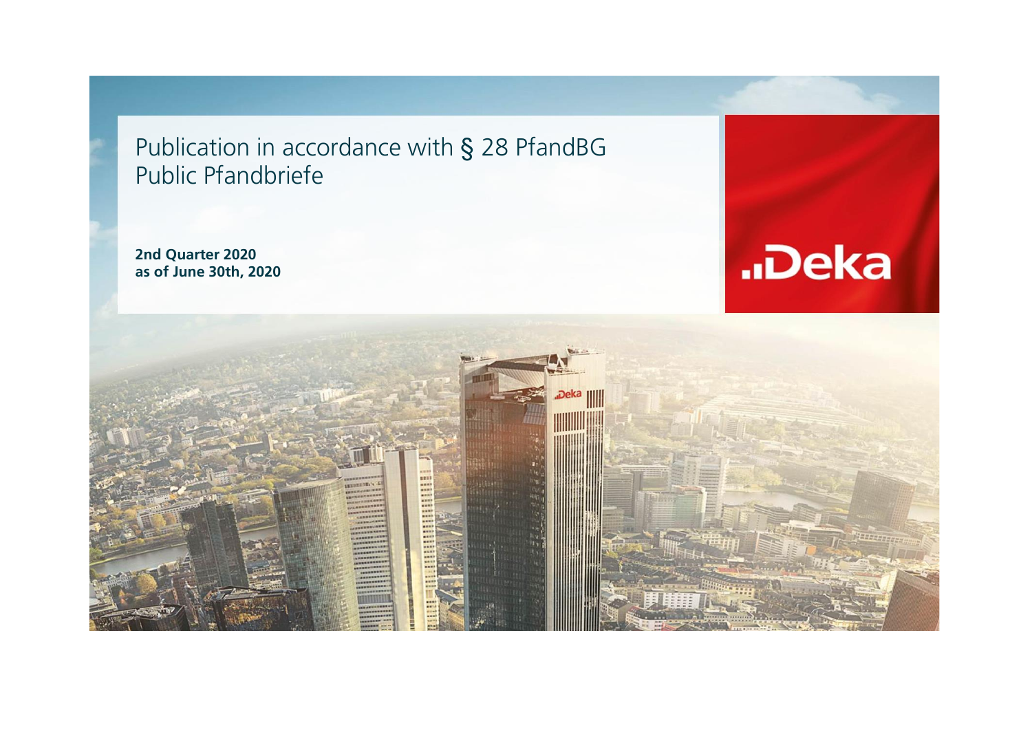# Publication in accordance with § 28 PfandBG
# Public Pfandbriefe

**2nd Quarter 2020**
**as of June 30th, 2020**

..Deka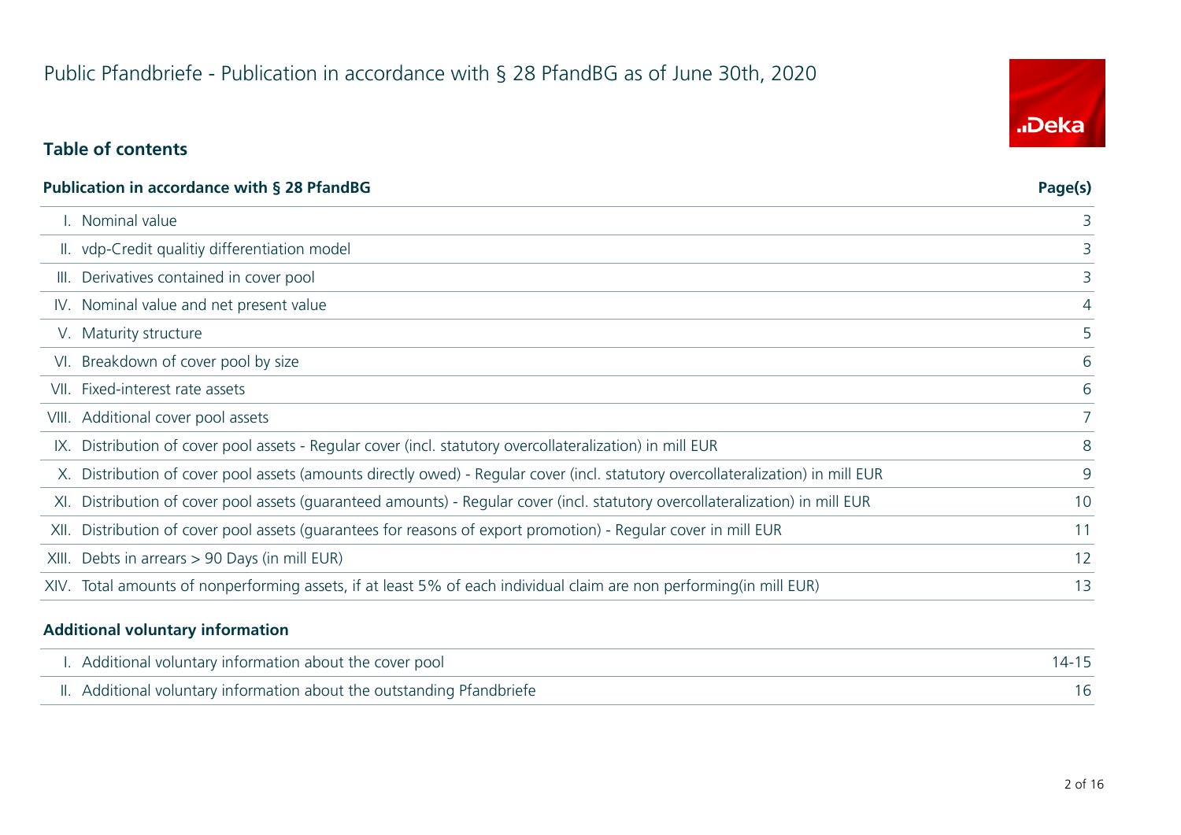# Public Pfandbriefe - Publication in accordance with § 28 PfandBG as of June 30th, 2020

## Table of contents

| Publication in accordance with § 28 PfandBG | | Page(s) |
|---|---|---|
| I. | Nominal value | 3 |
| II. | vdp-Credit qualitiy differentiation model | 3 |
| III. | Derivatives contained in cover pool | 3 |
| IV. | Nominal value and net present value | 4 |
| V. | Maturity structure | 5 |
| VI. | Breakdown of cover pool by size | 6 |
| VII. | Fixed-interest rate assets | 6 |
| VIII. | Additional cover pool assets | 7 |
| IX. | Distribution of cover pool assets - Regular cover (incl. statutory overcollateralization) in mill EUR | 8 |
| X. | Distribution of cover pool assets (amounts directly owed) - Regular cover (incl. statutory overcollateralization) in mill EUR | 9 |
| XI. | Distribution of cover pool assets (guaranteed amounts) - Regular cover (incl. statutory overcollateralization) in mill EUR | 10 |
| XII. | Distribution of cover pool assets (guarantees for reasons of export promotion) - Regular cover in mill EUR | 11 |
| XIII. | Debts in arrears > 90 Days (in mill EUR) | 12 |
| XIV. | Total amounts of nonperforming assets, if at least 5% of each individual claim are non performing(in mill EUR) | 13 |

| Additional voluntary information | | |
|---|---|---|
| I. | Additional voluntary information about the cover pool | 14-15 |
| II. | Additional voluntary information about the outstanding Pfandbriefe | 16 |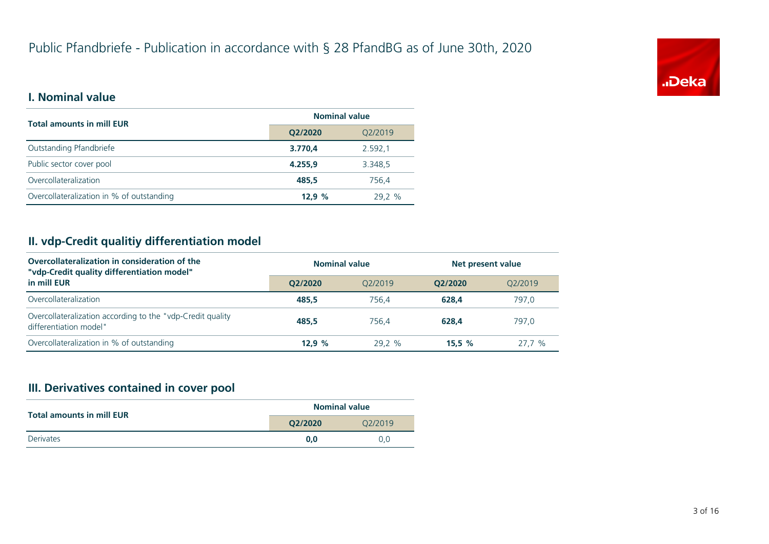# Public Pfandbriefe - Publication in accordance with § 28 PfandBG as of June 30th, 2020

## I. Nominal value

| Total amounts in mill EUR | Nominal value | |
|---|---|---|
| | **Q2/2020** | Q2/2019 |
| Outstanding Pfandbriefe | **3.770,4** | 2.592,1 |
| Public sector cover pool | **4.255,9** | 3.348,5 |
| Overcollateralization | **485,5** | 756,4 |
| Overcollateralization in % of outstanding | **12,9 %** | 29,2 % |

## II. vdp-Credit qualitiy differentiation model

| Overcollateralization in consideration of the "vdp-Credit quality differentiation model" in mill EUR | Nominal value | | Net present value | |
|---|---|---|---|---|
| | **Q2/2020** | Q2/2019 | **Q2/2020** | Q2/2019 |
| Overcollateralization | **485,5** | 756,4 | **628,4** | 797,0 |
| Overcollateralization according to the "vdp-Credit quality differentiation model" | **485,5** | 756,4 | **628,4** | 797,0 |
| Overcollateralization in % of outstanding | **12,9 %** | 29,2 % | **15,5 %** | 27,7 % |

## III. Derivatives contained in cover pool

| Total amounts in mill EUR | Nominal value | |
|---|---|---|
| | **Q2/2020** | Q2/2019 |
| Derivates | **0,0** | 0,0 |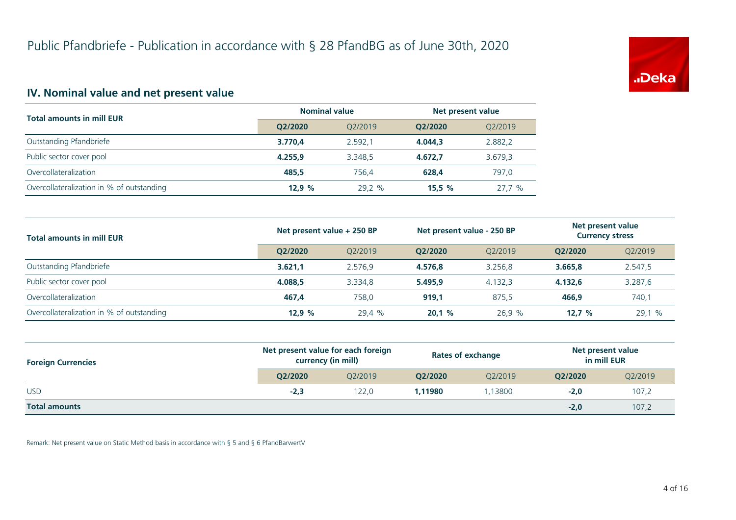# Public Pfandbriefe - Publication in accordance with § 28 PfandBG as of June 30th, 2020

## IV. Nominal value and net present value

| Total amounts in mill EUR | Nominal value | | Net present value | |
|---|---|---|---|---|
| | **Q2/2020** | Q2/2019 | **Q2/2020** | Q2/2019 |
| Outstanding Pfandbriefe | **3.770,4** | 2.592,1 | **4.044,3** | 2.882,2 |
| Public sector cover pool | **4.255,9** | 3.348,5 | **4.672,7** | 3.679,3 |
| Overcollateralization | **485,5** | 756,4 | **628,4** | 797,0 |
| Overcollateralization in % of outstanding | **12,9 %** | 29,2 % | **15,5 %** | 27,7 % |

| Total amounts in mill EUR | Net present value + 250 BP | | Net present value - 250 BP | | Net present value Currency stress | |
|---|---|---|---|---|---|---|
| | **Q2/2020** | Q2/2019 | **Q2/2020** | Q2/2019 | **Q2/2020** | Q2/2019 |
| Outstanding Pfandbriefe | **3.621,1** | 2.576,9 | **4.576,8** | 3.256,8 | **3.665,8** | 2.547,5 |
| Public sector cover pool | **4.088,5** | 3.334,8 | **5.495,9** | 4.132,3 | **4.132,6** | 3.287,6 |
| Overcollateralization | **467,4** | 758,0 | **919,1** | 875,5 | **466,9** | 740,1 |
| Overcollateralization in % of outstanding | **12,9 %** | 29,4 % | **20,1 %** | 26,9 % | **12,7 %** | 29,1 % |

| Foreign Currencies | Net present value for each foreign currency (in mill) | | Rates of exchange | | Net present value in mill EUR | |
|---|---|---|---|---|---|---|
| | **Q2/2020** | Q2/2019 | **Q2/2020** | Q2/2019 | **Q2/2020** | Q2/2019 |
| USD | **-2,3** | 122,0 | **1,11980** | 1,13800 | **-2,0** | 107,2 |
| **Total amounts** | | | | | **-2,0** | 107,2 |

Remark: Net present value on Static Method basis in accordance with § 5 and § 6 PfandBarwertV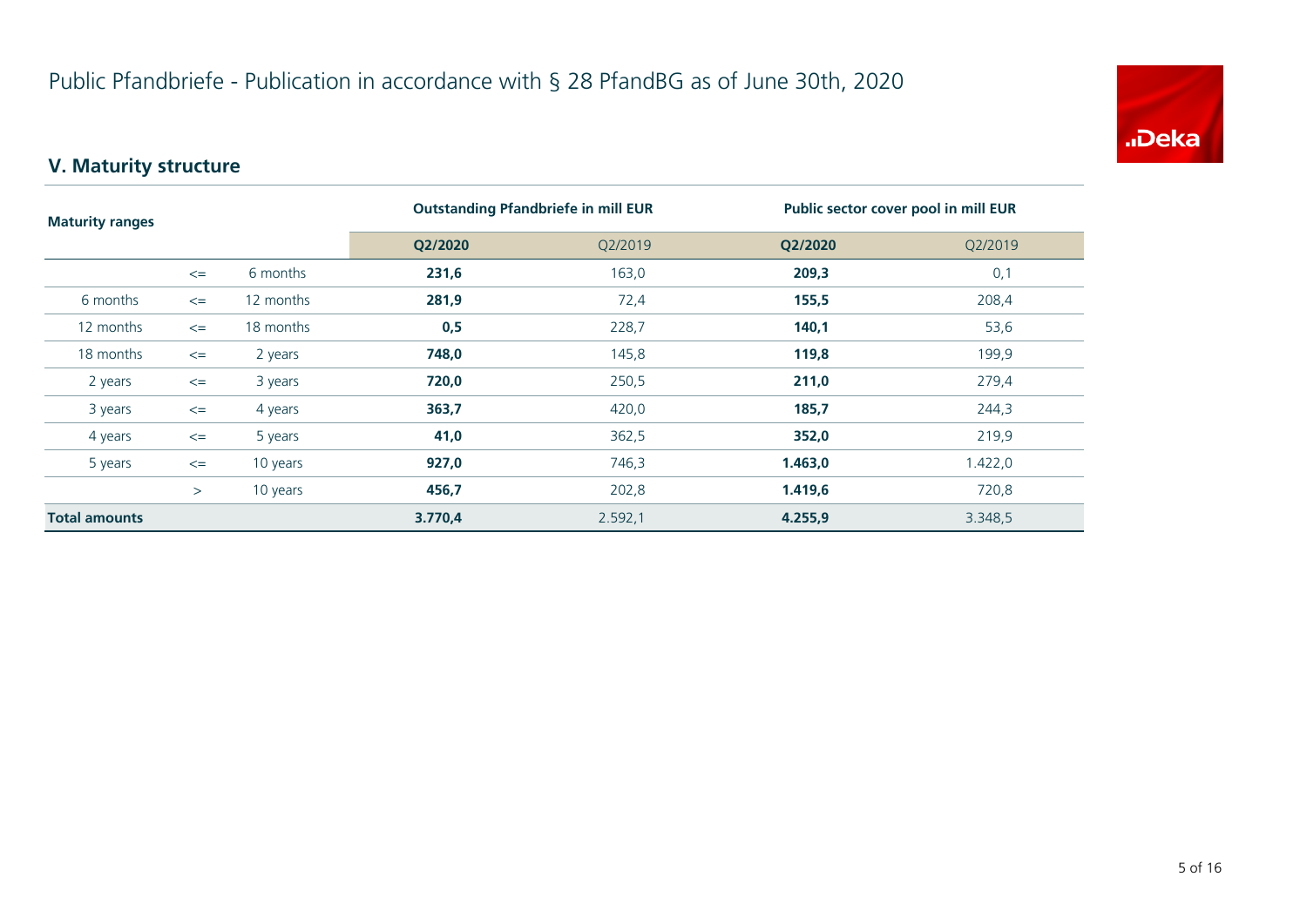# Public Pfandbriefe - Publication in accordance with § 28 PfandBG as of June 30th, 2020

## V. Maturity structure

| Maturity ranges | | | Outstanding Pfandbriefe in mill EUR | | Public sector cover pool in mill EUR | |
|---|---|---|---|---|---|---|
| | | | **Q2/2020** | Q2/2019 | **Q2/2020** | Q2/2019 |
| | <= | 6 months | **231,6** | 163,0 | **209,3** | 0,1 |
| 6 months | <= | 12 months | **281,9** | 72,4 | **155,5** | 208,4 |
| 12 months | <= | 18 months | **0,5** | 228,7 | **140,1** | 53,6 |
| 18 months | <= | 2 years | **748,0** | 145,8 | **119,8** | 199,9 |
| 2 years | <= | 3 years | **720,0** | 250,5 | **211,0** | 279,4 |
| 3 years | <= | 4 years | **363,7** | 420,0 | **185,7** | 244,3 |
| 4 years | <= | 5 years | **41,0** | 362,5 | **352,0** | 219,9 |
| 5 years | <= | 10 years | **927,0** | 746,3 | **1.463,0** | 1.422,0 |
| | > | 10 years | **456,7** | 202,8 | **1.419,6** | 720,8 |
| **Total amounts** | | | **3.770,4** | 2.592,1 | **4.255,9** | 3.348,5 |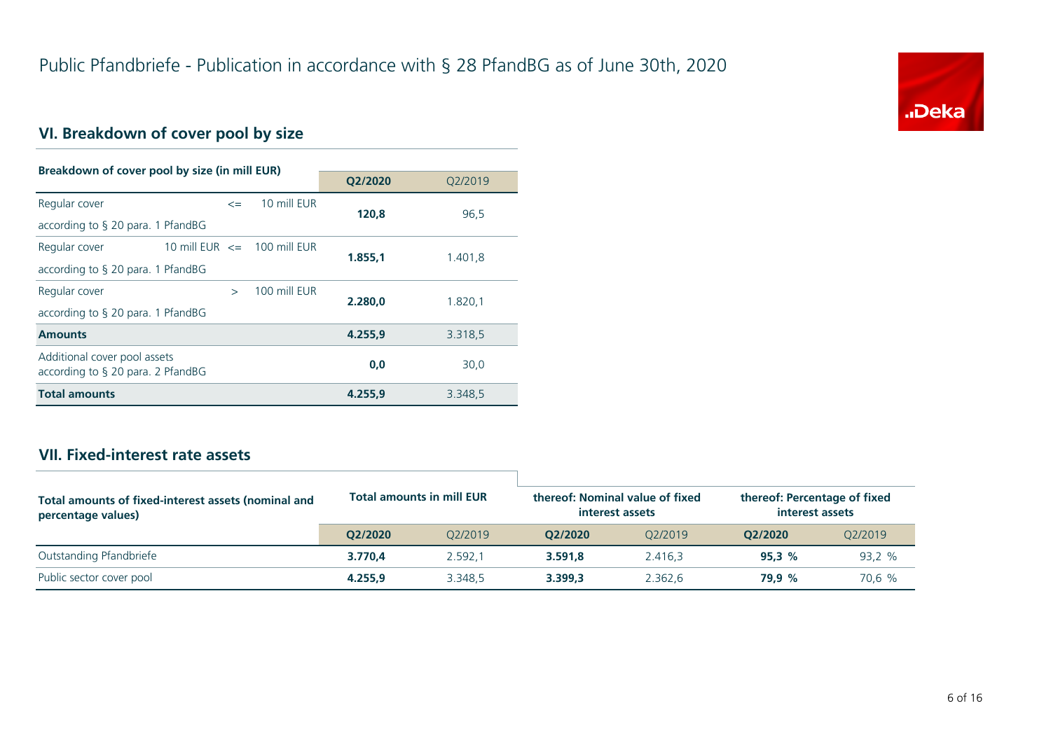# Public Pfandbriefe - Publication in accordance with § 28 PfandBG as of June 30th, 2020

## VI. Breakdown of cover pool by size

| Breakdown of cover pool by size (in mill EUR) | | | | Q2/2020 | Q2/2019 |
|---|---|---|---|---|---|
| Regular cover according to § 20 para. 1 PfandBG | | <= | 10 mill EUR | **120,8** | 96,5 |
| Regular cover according to § 20 para. 1 PfandBG | 10 mill EUR | <= | 100 mill EUR | **1.855,1** | 1.401,8 |
| Regular cover according to § 20 para. 1 PfandBG | | > | 100 mill EUR | **2.280,0** | 1.820,1 |
| **Amounts** | | | | **4.255,9** | 3.318,5 |
| Additional cover pool assets according to § 20 para. 2 PfandBG | | | | **0,0** | 30,0 |
| **Total amounts** | | | | **4.255,9** | 3.348,5 |

## VII. Fixed-interest rate assets

| Total amounts of fixed-interest assets (nominal and percentage values) | Total amounts in mill EUR | | thereof: Nominal value of fixed interest assets | | thereof: Percentage of fixed interest assets | |
|---|---|---|---|---|---|---|
| | Q2/2020 | Q2/2019 | Q2/2020 | Q2/2019 | Q2/2020 | Q2/2019 |
| Outstanding Pfandbriefe | **3.770,4** | 2.592,1 | **3.591,8** | 2.416,3 | **95,3 %** | 93,2 % |
| Public sector cover pool | **4.255,9** | 3.348,5 | **3.399,3** | 2.362,6 | **79,9 %** | 70,6 % |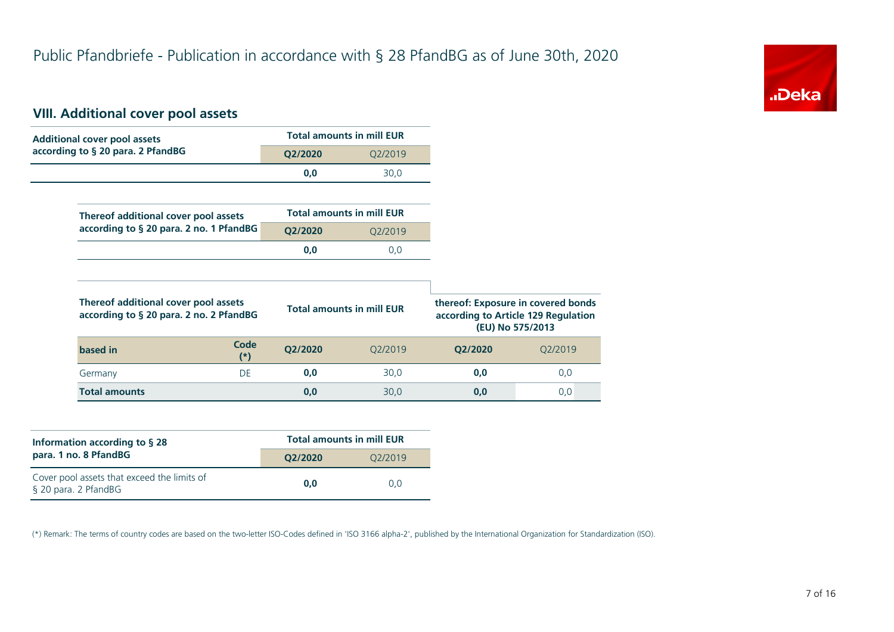# Public Pfandbriefe - Publication in accordance with § 28 PfandBG as of June 30th, 2020

## VIII. Additional cover pool assets

| Additional cover pool assets according to § 20 para. 2 PfandBG | Total amounts in mill EUR | |
|---|---|---|
| | **Q2/2020** | Q2/2019 |
| | **0,0** | 30,0 |

| Thereof additional cover pool assets according to § 20 para. 2 no. 1 PfandBG | Total amounts in mill EUR | |
|---|---|---|
| | **Q2/2020** | Q2/2019 |
| | **0,0** | 0,0 |

| Thereof additional cover pool assets according to § 20 para. 2 no. 2 PfandBG | | Total amounts in mill EUR | | thereof: Exposure in covered bonds according to Article 129 Regulation (EU) No 575/2013 | |
|---|---|---|---|---|---|
| **based in** | **Code (*)** | **Q2/2020** | Q2/2019 | **Q2/2020** | Q2/2019 |
| Germany | DE | **0,0** | 30,0 | **0,0** | 0,0 |
| **Total amounts** | | **0,0** | 30,0 | **0,0** | 0,0 |

| Information according to § 28 para. 1 no. 8 PfandBG | Total amounts in mill EUR | |
|---|---|---|
| | **Q2/2020** | Q2/2019 |
| Cover pool assets that exceed the limits of § 20 para. 2 PfandBG | **0,0** | 0,0 |

(*) Remark: The terms of country codes are based on the two-letter ISO-Codes defined in 'ISO 3166 alpha-2', published by the International Organization for Standardization (ISO).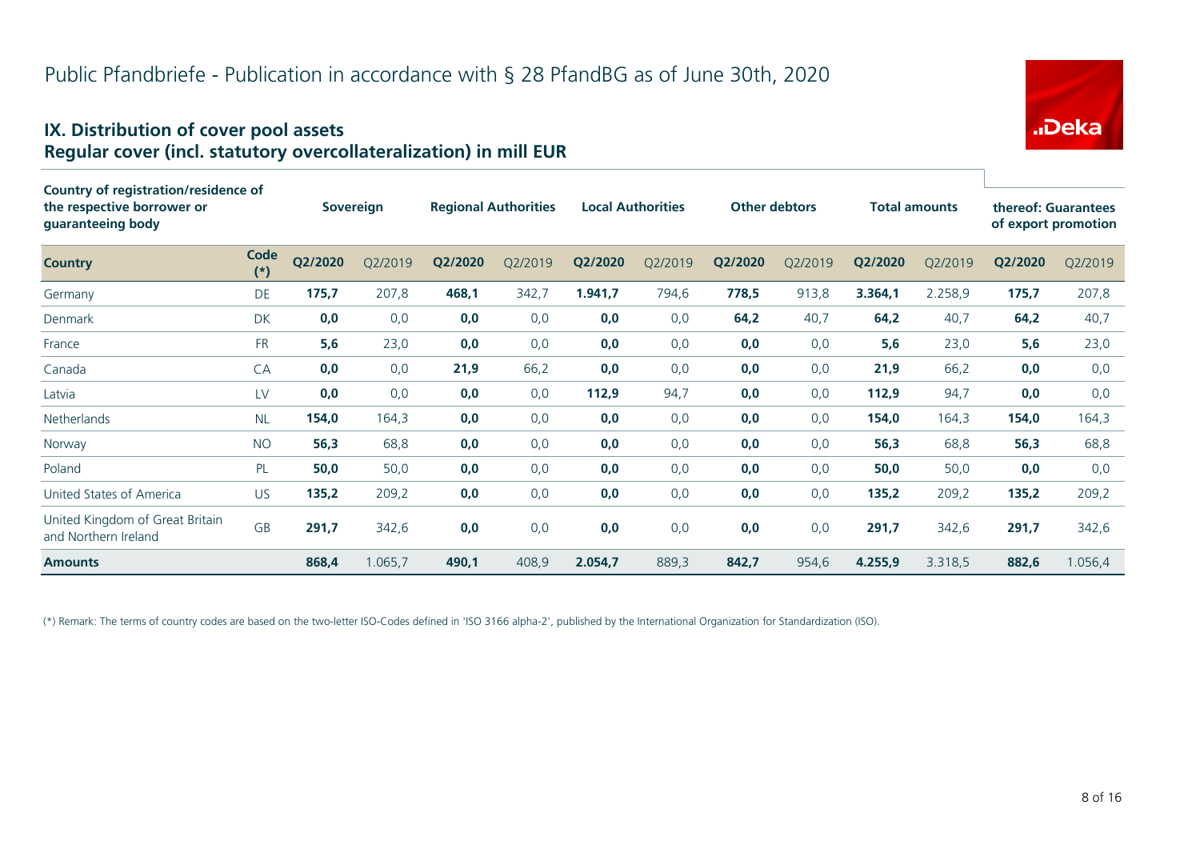# Public Pfandbriefe - Publication in accordance with § 28 PfandBG as of June 30th, 2020

## IX. Distribution of cover pool assets
## Regular cover (incl. statutory overcollateralization) in mill EUR

| Country of registration/residence of the respective borrower or guaranteeing body | | Sovereign | | Regional Authorities | | Local Authorities | | Other debtors | | Total amounts | | thereof: Guarantees of export promotion | |
|---|---|---|---|---|---|---|---|---|---|---|---|---|---|
| **Country** | **Code (*)** | **Q2/2020** | Q2/2019 | **Q2/2020** | Q2/2019 | **Q2/2020** | Q2/2019 | **Q2/2020** | Q2/2019 | **Q2/2020** | Q2/2019 | **Q2/2020** | Q2/2019 |
| Germany | DE | **175,7** | 207,8 | **468,1** | 342,7 | **1.941,7** | 794,6 | **778,5** | 913,8 | **3.364,1** | 2.258,9 | **175,7** | 207,8 |
| Denmark | DK | **0,0** | 0,0 | **0,0** | 0,0 | **0,0** | 0,0 | **64,2** | 40,7 | **64,2** | 40,7 | **64,2** | 40,7 |
| France | FR | **5,6** | 23,0 | **0,0** | 0,0 | **0,0** | 0,0 | **0,0** | 0,0 | **5,6** | 23,0 | **5,6** | 23,0 |
| Canada | CA | **0,0** | 0,0 | **21,9** | 66,2 | **0,0** | 0,0 | **0,0** | 0,0 | **21,9** | 66,2 | **0,0** | 0,0 |
| Latvia | LV | **0,0** | 0,0 | **0,0** | 0,0 | **112,9** | 94,7 | **0,0** | 0,0 | **112,9** | 94,7 | **0,0** | 0,0 |
| Netherlands | NL | **154,0** | 164,3 | **0,0** | 0,0 | **0,0** | 0,0 | **0,0** | 0,0 | **154,0** | 164,3 | **154,0** | 164,3 |
| Norway | NO | **56,3** | 68,8 | **0,0** | 0,0 | **0,0** | 0,0 | **0,0** | 0,0 | **56,3** | 68,8 | **56,3** | 68,8 |
| Poland | PL | **50,0** | 50,0 | **0,0** | 0,0 | **0,0** | 0,0 | **0,0** | 0,0 | **50,0** | 50,0 | **0,0** | 0,0 |
| United States of America | US | **135,2** | 209,2 | **0,0** | 0,0 | **0,0** | 0,0 | **0,0** | 0,0 | **135,2** | 209,2 | **135,2** | 209,2 |
| United Kingdom of Great Britain and Northern Ireland | GB | **291,7** | 342,6 | **0,0** | 0,0 | **0,0** | 0,0 | **0,0** | 0,0 | **291,7** | 342,6 | **291,7** | 342,6 |
| **Amounts** | | **868,4** | 1.065,7 | **490,1** | 408,9 | **2.054,7** | 889,3 | **842,7** | 954,6 | **4.255,9** | 3.318,5 | **882,6** | 1.056,4 |

(*) Remark: The terms of country codes are based on the two-letter ISO-Codes defined in 'ISO 3166 alpha-2', published by the International Organization for Standardization (ISO).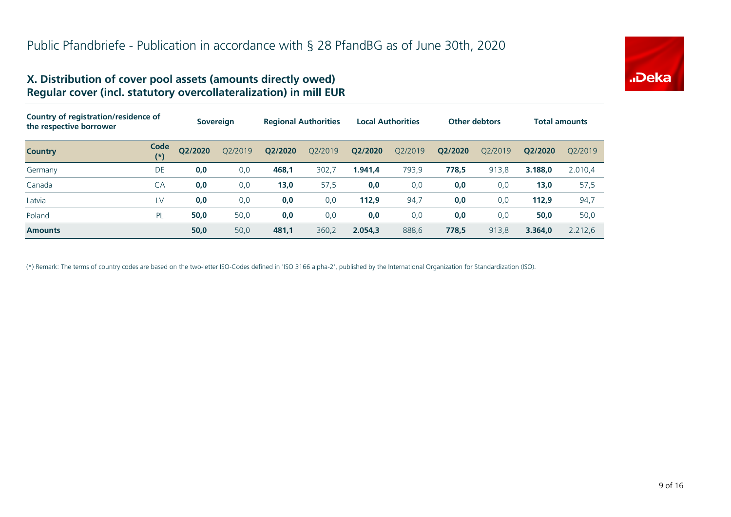# Public Pfandbriefe - Publication in accordance with § 28 PfandBG as of June 30th, 2020

## X. Distribution of cover pool assets (amounts directly owed)
## Regular cover (incl. statutory overcollateralization) in mill EUR

| Country of registration/residence of the respective borrower | | Sovereign | | Regional Authorities | | Local Authorities | | Other debtors | | Total amounts | |
|---|---|---|---|---|---|---|---|---|---|---|---|
| **Country** | **Code (*)** | **Q2/2020** | Q2/2019 | **Q2/2020** | Q2/2019 | **Q2/2020** | Q2/2019 | **Q2/2020** | Q2/2019 | **Q2/2020** | Q2/2019 |
| Germany | DE | **0,0** | 0,0 | **468,1** | 302,7 | **1.941,4** | 793,9 | **778,5** | 913,8 | **3.188,0** | 2.010,4 |
| Canada | CA | **0,0** | 0,0 | **13,0** | 57,5 | **0,0** | 0,0 | **0,0** | 0,0 | **13,0** | 57,5 |
| Latvia | LV | **0,0** | 0,0 | **0,0** | 0,0 | **112,9** | 94,7 | **0,0** | 0,0 | **112,9** | 94,7 |
| Poland | PL | **50,0** | 50,0 | **0,0** | 0,0 | **0,0** | 0,0 | **0,0** | 0,0 | **50,0** | 50,0 |
| **Amounts** | | **50,0** | 50,0 | **481,1** | 360,2 | **2.054,3** | 888,6 | **778,5** | 913,8 | **3.364,0** | 2.212,6 |

(*) Remark: The terms of country codes are based on the two-letter ISO-Codes defined in 'ISO 3166 alpha-2', published by the International Organization for Standardization (ISO).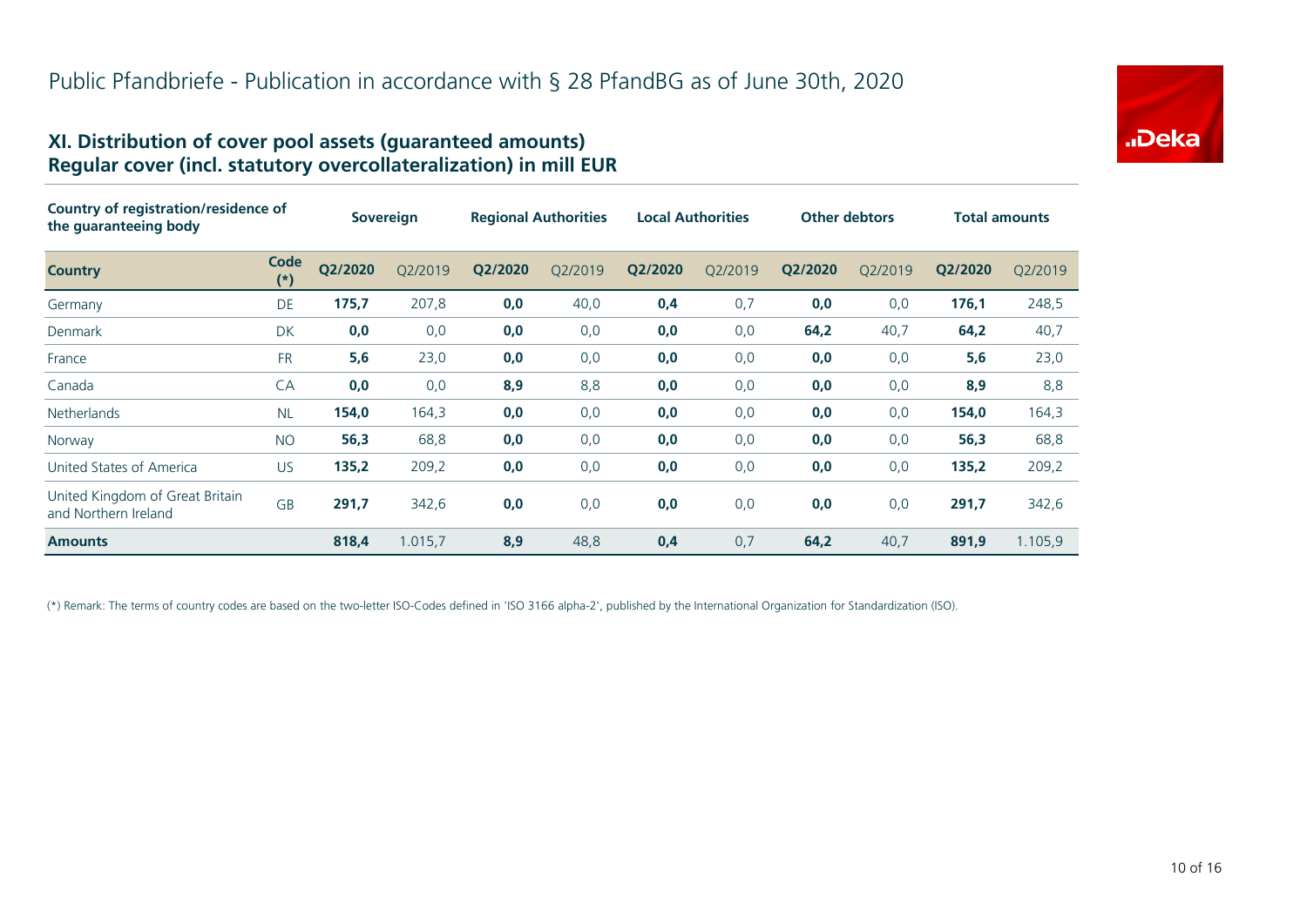# Public Pfandbriefe - Publication in accordance with § 28 PfandBG as of June 30th, 2020

## XI. Distribution of cover pool assets (guaranteed amounts)
## Regular cover (incl. statutory overcollateralization) in mill EUR

| Country of registration/residence of the guaranteeing body | | Sovereign | | Regional Authorities | | Local Authorities | | Other debtors | | Total amounts | |
|---|---|---|---|---|---|---|---|---|---|---|---|
| **Country** | **Code (*)** | **Q2/2020** | Q2/2019 | **Q2/2020** | Q2/2019 | **Q2/2020** | Q2/2019 | **Q2/2020** | Q2/2019 | **Q2/2020** | Q2/2019 |
| Germany | DE | **175,7** | 207,8 | **0,0** | 40,0 | **0,4** | 0,7 | **0,0** | 0,0 | **176,1** | 248,5 |
| Denmark | DK | **0,0** | 0,0 | **0,0** | 0,0 | **0,0** | 0,0 | **64,2** | 40,7 | **64,2** | 40,7 |
| France | FR | **5,6** | 23,0 | **0,0** | 0,0 | **0,0** | 0,0 | **0,0** | 0,0 | **5,6** | 23,0 |
| Canada | CA | **0,0** | 0,0 | **8,9** | 8,8 | **0,0** | 0,0 | **0,0** | 0,0 | **8,9** | 8,8 |
| Netherlands | NL | **154,0** | 164,3 | **0,0** | 0,0 | **0,0** | 0,0 | **0,0** | 0,0 | **154,0** | 164,3 |
| Norway | NO | **56,3** | 68,8 | **0,0** | 0,0 | **0,0** | 0,0 | **0,0** | 0,0 | **56,3** | 68,8 |
| United States of America | US | **135,2** | 209,2 | **0,0** | 0,0 | **0,0** | 0,0 | **0,0** | 0,0 | **135,2** | 209,2 |
| United Kingdom of Great Britain and Northern Ireland | GB | **291,7** | 342,6 | **0,0** | 0,0 | **0,0** | 0,0 | **0,0** | 0,0 | **291,7** | 342,6 |
| **Amounts** | | **818,4** | 1.015,7 | **8,9** | 48,8 | **0,4** | 0,7 | **64,2** | 40,7 | **891,9** | 1.105,9 |

(*) Remark: The terms of country codes are based on the two-letter ISO-Codes defined in 'ISO 3166 alpha-2', published by the International Organization for Standardization (ISO).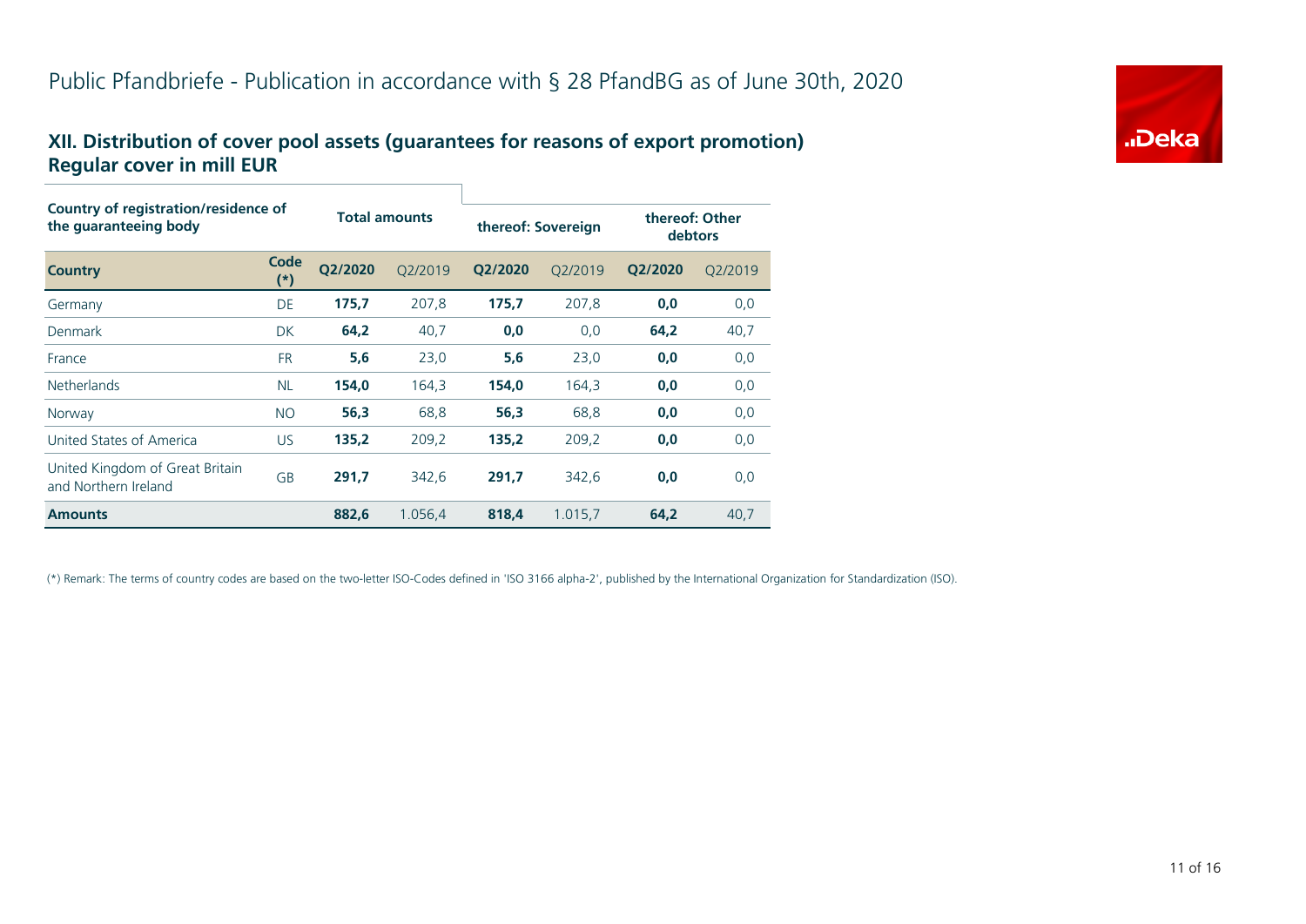# Public Pfandbriefe - Publication in accordance with § 28 PfandBG as of June 30th, 2020

## XII. Distribution of cover pool assets (guarantees for reasons of export promotion)
## Regular cover in mill EUR

| Country of registration/residence of the guaranteeing body | | Total amounts | | thereof: Sovereign | | thereof: Other debtors | |
|---|---|---|---|---|---|---|---|
| **Country** | **Code (*)** | **Q2/2020** | Q2/2019 | **Q2/2020** | Q2/2019 | **Q2/2020** | Q2/2019 |
| Germany | DE | **175,7** | 207,8 | **175,7** | 207,8 | **0,0** | 0,0 |
| Denmark | DK | **64,2** | 40,7 | **0,0** | 0,0 | **64,2** | 40,7 |
| France | FR | **5,6** | 23,0 | **5,6** | 23,0 | **0,0** | 0,0 |
| Netherlands | NL | **154,0** | 164,3 | **154,0** | 164,3 | **0,0** | 0,0 |
| Norway | NO | **56,3** | 68,8 | **56,3** | 68,8 | **0,0** | 0,0 |
| United States of America | US | **135,2** | 209,2 | **135,2** | 209,2 | **0,0** | 0,0 |
| United Kingdom of Great Britain and Northern Ireland | GB | **291,7** | 342,6 | **291,7** | 342,6 | **0,0** | 0,0 |
| **Amounts** | | **882,6** | 1.056,4 | **818,4** | 1.015,7 | **64,2** | 40,7 |

(*) Remark: The terms of country codes are based on the two-letter ISO-Codes defined in 'ISO 3166 alpha-2', published by the International Organization for Standardization (ISO).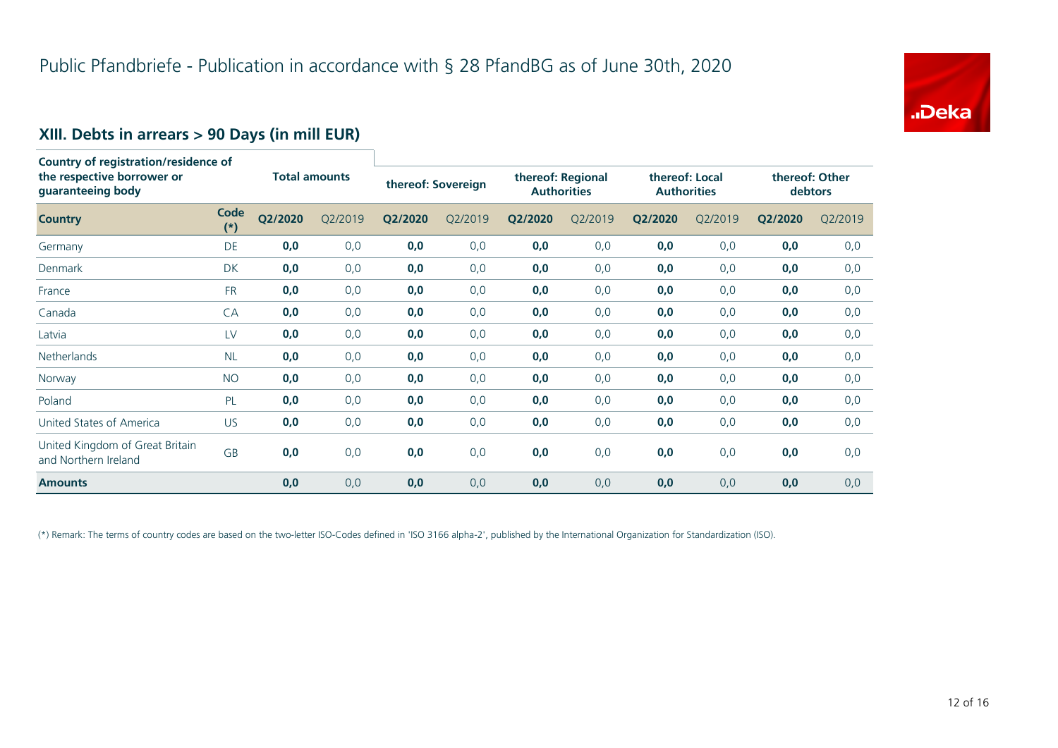# Public Pfandbriefe - Publication in accordance with § 28 PfandBG as of June 30th, 2020

## XIII. Debts in arrears > 90 Days (in mill EUR)

| Country of registration/residence of the respective borrower or guaranteeing body | | Total amounts | | thereof: Sovereign | | thereof: Regional Authorities | | thereof: Local Authorities | | thereof: Other debtors | |
|---|---|---|---|---|---|---|---|---|---|---|---|
| **Country** | **Code (*)** | **Q2/2020** | Q2/2019 | **Q2/2020** | Q2/2019 | **Q2/2020** | Q2/2019 | **Q2/2020** | Q2/2019 | **Q2/2020** | Q2/2019 |
| Germany | DE | **0,0** | 0,0 | **0,0** | 0,0 | **0,0** | 0,0 | **0,0** | 0,0 | **0,0** | 0,0 |
| Denmark | DK | **0,0** | 0,0 | **0,0** | 0,0 | **0,0** | 0,0 | **0,0** | 0,0 | **0,0** | 0,0 |
| France | FR | **0,0** | 0,0 | **0,0** | 0,0 | **0,0** | 0,0 | **0,0** | 0,0 | **0,0** | 0,0 |
| Canada | CA | **0,0** | 0,0 | **0,0** | 0,0 | **0,0** | 0,0 | **0,0** | 0,0 | **0,0** | 0,0 |
| Latvia | LV | **0,0** | 0,0 | **0,0** | 0,0 | **0,0** | 0,0 | **0,0** | 0,0 | **0,0** | 0,0 |
| Netherlands | NL | **0,0** | 0,0 | **0,0** | 0,0 | **0,0** | 0,0 | **0,0** | 0,0 | **0,0** | 0,0 |
| Norway | NO | **0,0** | 0,0 | **0,0** | 0,0 | **0,0** | 0,0 | **0,0** | 0,0 | **0,0** | 0,0 |
| Poland | PL | **0,0** | 0,0 | **0,0** | 0,0 | **0,0** | 0,0 | **0,0** | 0,0 | **0,0** | 0,0 |
| United States of America | US | **0,0** | 0,0 | **0,0** | 0,0 | **0,0** | 0,0 | **0,0** | 0,0 | **0,0** | 0,0 |
| United Kingdom of Great Britain and Northern Ireland | GB | **0,0** | 0,0 | **0,0** | 0,0 | **0,0** | 0,0 | **0,0** | 0,0 | **0,0** | 0,0 |
| **Amounts** | | **0,0** | 0,0 | **0,0** | 0,0 | **0,0** | 0,0 | **0,0** | 0,0 | **0,0** | 0,0 |

(*) Remark: The terms of country codes are based on the two-letter ISO-Codes defined in 'ISO 3166 alpha-2', published by the International Organization for Standardization (ISO).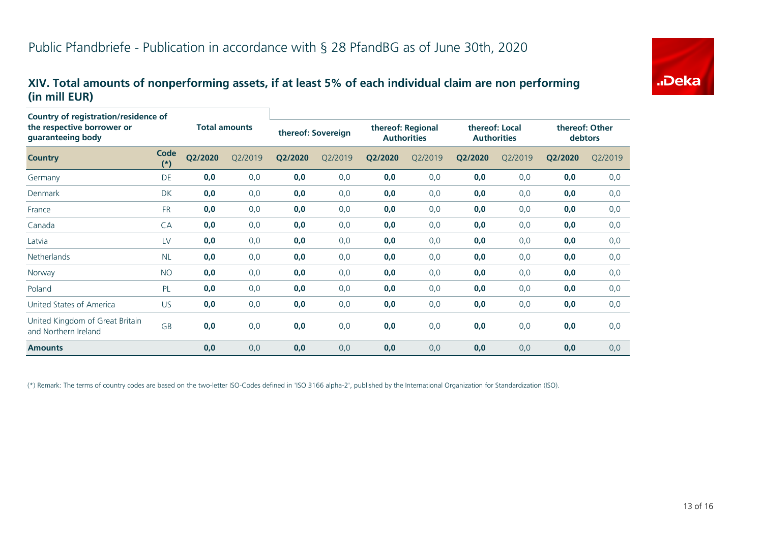# Public Pfandbriefe - Publication in accordance with § 28 PfandBG as of June 30th, 2020

## XIV. Total amounts of nonperforming assets, if at least 5% of each individual claim are non performing (in mill EUR)

| Country of registration/residence of the respective borrower or guaranteeing body | | Total amounts | | thereof: Sovereign | | thereof: Regional Authorities | | thereof: Local Authorities | | thereof: Other debtors | |
|---|---|---|---|---|---|---|---|---|---|---|---|
| **Country** | **Code (*)** | **Q2/2020** | Q2/2019 | **Q2/2020** | Q2/2019 | **Q2/2020** | Q2/2019 | **Q2/2020** | Q2/2019 | **Q2/2020** | Q2/2019 |
| Germany | DE | **0,0** | 0,0 | **0,0** | 0,0 | **0,0** | 0,0 | **0,0** | 0,0 | **0,0** | 0,0 |
| Denmark | DK | **0,0** | 0,0 | **0,0** | 0,0 | **0,0** | 0,0 | **0,0** | 0,0 | **0,0** | 0,0 |
| France | FR | **0,0** | 0,0 | **0,0** | 0,0 | **0,0** | 0,0 | **0,0** | 0,0 | **0,0** | 0,0 |
| Canada | CA | **0,0** | 0,0 | **0,0** | 0,0 | **0,0** | 0,0 | **0,0** | 0,0 | **0,0** | 0,0 |
| Latvia | LV | **0,0** | 0,0 | **0,0** | 0,0 | **0,0** | 0,0 | **0,0** | 0,0 | **0,0** | 0,0 |
| Netherlands | NL | **0,0** | 0,0 | **0,0** | 0,0 | **0,0** | 0,0 | **0,0** | 0,0 | **0,0** | 0,0 |
| Norway | NO | **0,0** | 0,0 | **0,0** | 0,0 | **0,0** | 0,0 | **0,0** | 0,0 | **0,0** | 0,0 |
| Poland | PL | **0,0** | 0,0 | **0,0** | 0,0 | **0,0** | 0,0 | **0,0** | 0,0 | **0,0** | 0,0 |
| United States of America | US | **0,0** | 0,0 | **0,0** | 0,0 | **0,0** | 0,0 | **0,0** | 0,0 | **0,0** | 0,0 |
| United Kingdom of Great Britain and Northern Ireland | GB | **0,0** | 0,0 | **0,0** | 0,0 | **0,0** | 0,0 | **0,0** | 0,0 | **0,0** | 0,0 |
| **Amounts** | | **0,0** | 0,0 | **0,0** | 0,0 | **0,0** | 0,0 | **0,0** | 0,0 | **0,0** | 0,0 |

(*) Remark: The terms of country codes are based on the two-letter ISO-Codes defined in 'ISO 3166 alpha-2', published by the International Organization for Standardization (ISO).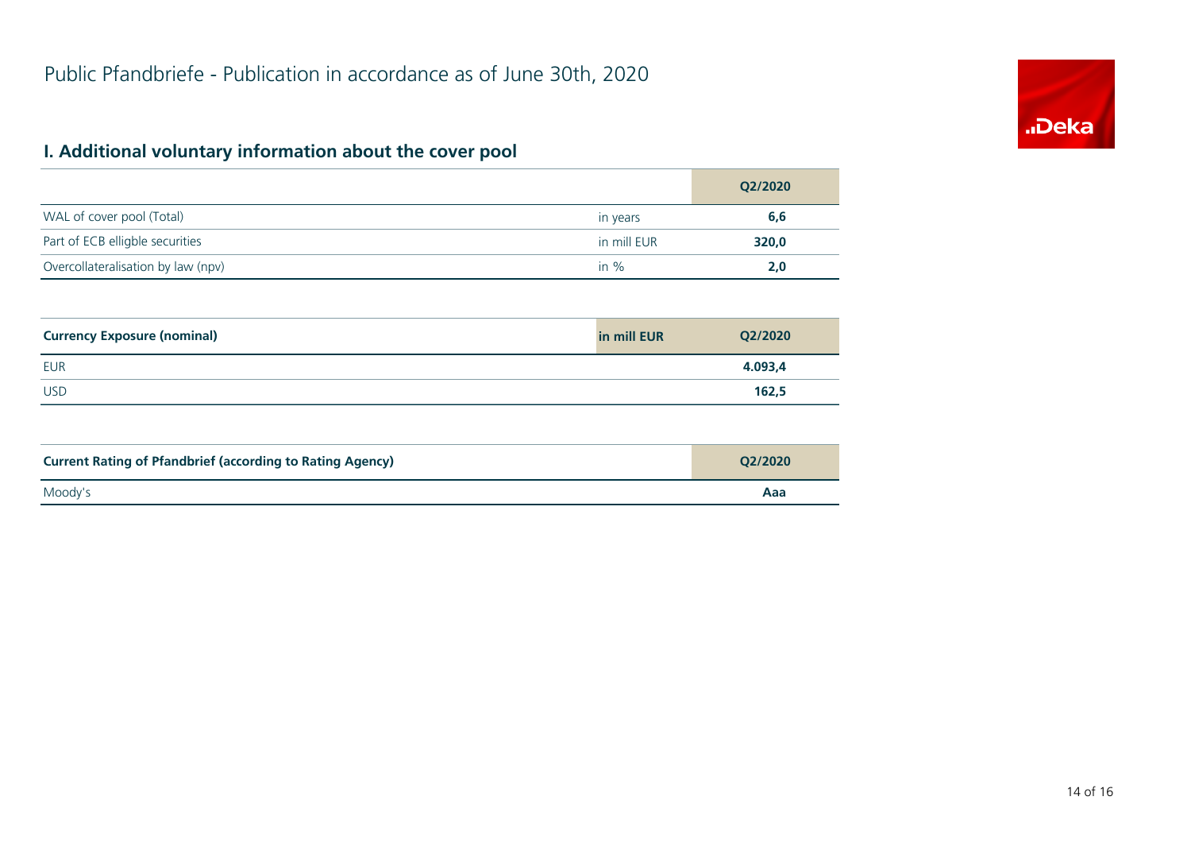# Public Pfandbriefe - Publication in accordance as of June 30th, 2020

## I. Additional voluntary information about the cover pool

| | | Q2/2020 |
|---|---|---|
| WAL of cover pool (Total) | in years | **6,6** |
| Part of ECB elligble securities | in mill EUR | **320,0** |
| Overcollateralisation by law (npv) | in % | **2,0** |

| **Currency Exposure (nominal)** | **in mill EUR** | **Q2/2020** |
|---|---|---|
| EUR | | **4.093,4** |
| USD | | **162,5** |

| **Current Rating of Pfandbrief (according to Rating Agency)** | **Q2/2020** |
|---|---|
| Moody's | **Aaa** |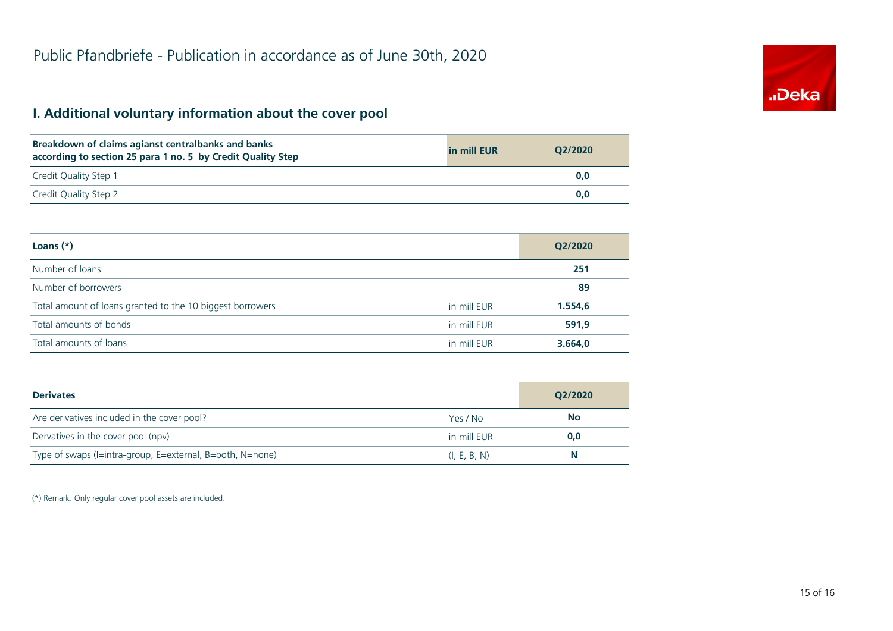# Public Pfandbriefe - Publication in accordance as of June 30th, 2020

## I. Additional voluntary information about the cover pool

| Breakdown of claims agianst centralbanks and banks according to section 25 para 1 no. 5 by Credit Quality Step | in mill EUR | Q2/2020 |
|---|---|---|
| Credit Quality Step 1 | | 0,0 |
| Credit Quality Step 2 | | 0,0 |

| Loans (*) | | Q2/2020 |
|---|---|---|
| Number of loans | | 251 |
| Number of borrowers | | 89 |
| Total amount of loans granted to the 10 biggest borrowers | in mill EUR | 1.554,6 |
| Total amounts of bonds | in mill EUR | 591,9 |
| Total amounts of loans | in mill EUR | 3.664,0 |

| Derivates | | Q2/2020 |
|---|---|---|
| Are derivatives included in the cover pool? | Yes / No | No |
| Dervatives in the cover pool (npv) | in mill EUR | 0,0 |
| Type of swaps (I=intra-group, E=external, B=both, N=none) | (I, E, B, N) | N |

(*) Remark: Only regular cover pool assets are included.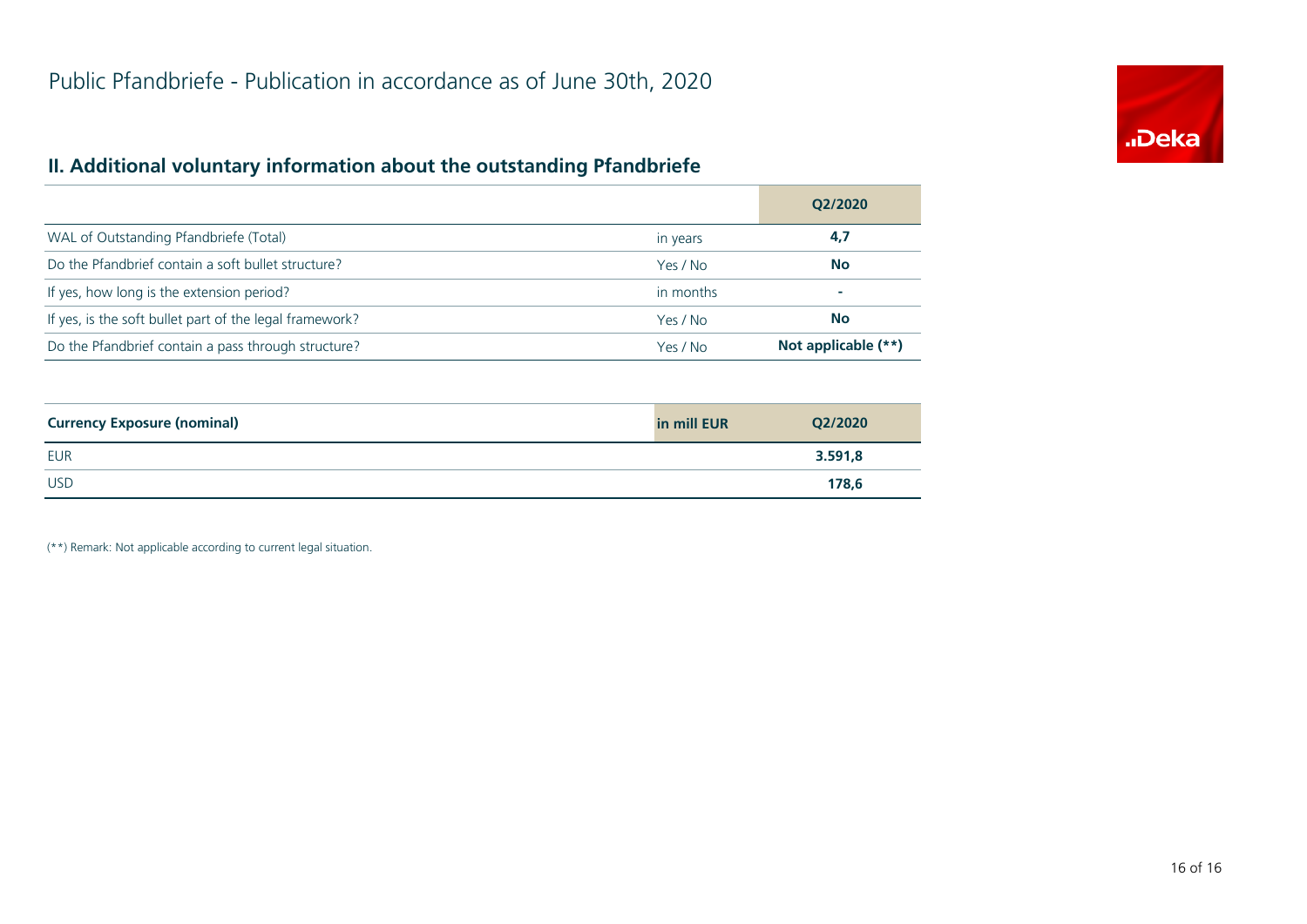# Public Pfandbriefe - Publication in accordance as of June 30th, 2020

## II. Additional voluntary information about the outstanding Pfandbriefe

| | | Q2/2020 |
|---|---|---|
| WAL of Outstanding Pfandbriefe (Total) | in years | **4,7** |
| Do the Pfandbrief contain a soft bullet structure? | Yes / No | **No** |
| If yes, how long is the extension period? | in months | **-** |
| If yes, is the soft bullet part of the legal framework? | Yes / No | **No** |
| Do the Pfandbrief contain a pass through structure? | Yes / No | **Not applicable (**)** |

| **Currency Exposure (nominal)** | **in mill EUR** | **Q2/2020** |
|---|---|---|
| EUR | | **3.591,8** |
| USD | | **178,6** |

(**) Remark: Not applicable according to current legal situation.